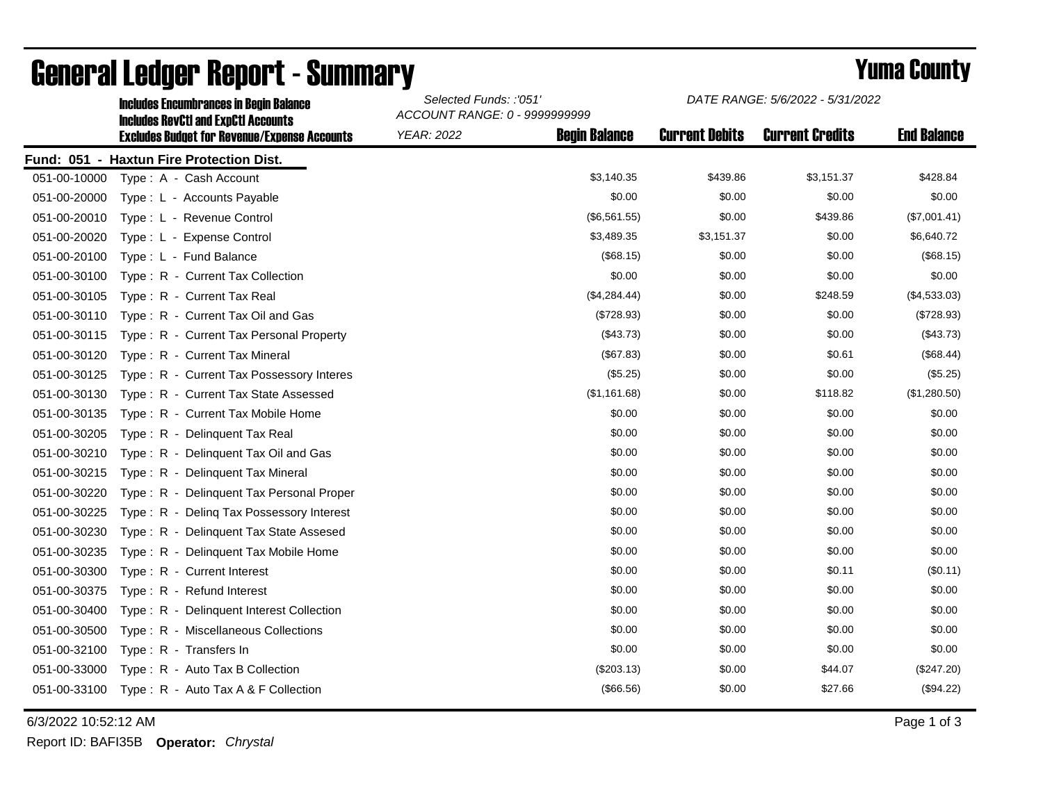# General Ledger Report - Summary

## Yuma County

**Includes Encumbrances in Begin Balance**
**Includes RevCtl and ExpCtl Accounts**
**Excludes Budget for Revenue/Expense Accounts**

*Selected Funds: :'051'*
*ACCOUNT RANGE: 0 - 9999999999*
*YEAR: 2022*

*DATE RANGE: 5/6/2022 - 5/31/2022*

**Fund: 051 - Haxtun Fire Protection Dist.**

| Account | Description | Begin Balance | Current Debits | Current Credits | End Balance |
|---|---|---|---|---|---|
| 051-00-10000 | Type : A - Cash Account | $3,140.35 | $439.86 | $3,151.37 | $428.84 |
| 051-00-20000 | Type : L - Accounts Payable | $0.00 | $0.00 | $0.00 | $0.00 |
| 051-00-20010 | Type : L - Revenue Control | ($6,561.55) | $0.00 | $439.86 | ($7,001.41) |
| 051-00-20020 | Type : L - Expense Control | $3,489.35 | $3,151.37 | $0.00 | $6,640.72 |
| 051-00-20100 | Type : L - Fund Balance | ($68.15) | $0.00 | $0.00 | ($68.15) |
| 051-00-30100 | Type : R - Current Tax Collection | $0.00 | $0.00 | $0.00 | $0.00 |
| 051-00-30105 | Type : R - Current Tax Real | ($4,284.44) | $0.00 | $248.59 | ($4,533.03) |
| 051-00-30110 | Type : R - Current Tax Oil and Gas | ($728.93) | $0.00 | $0.00 | ($728.93) |
| 051-00-30115 | Type : R - Current Tax Personal Property | ($43.73) | $0.00 | $0.00 | ($43.73) |
| 051-00-30120 | Type : R - Current Tax Mineral | ($67.83) | $0.00 | $0.61 | ($68.44) |
| 051-00-30125 | Type : R - Current Tax Possessory Interes | ($5.25) | $0.00 | $0.00 | ($5.25) |
| 051-00-30130 | Type : R - Current Tax State Assessed | ($1,161.68) | $0.00 | $118.82 | ($1,280.50) |
| 051-00-30135 | Type : R - Current Tax Mobile Home | $0.00 | $0.00 | $0.00 | $0.00 |
| 051-00-30205 | Type : R - Delinquent Tax Real | $0.00 | $0.00 | $0.00 | $0.00 |
| 051-00-30210 | Type : R - Delinquent Tax Oil and Gas | $0.00 | $0.00 | $0.00 | $0.00 |
| 051-00-30215 | Type : R - Delinquent Tax Mineral | $0.00 | $0.00 | $0.00 | $0.00 |
| 051-00-30220 | Type : R - Delinquent Tax Personal Proper | $0.00 | $0.00 | $0.00 | $0.00 |
| 051-00-30225 | Type : R - Delinq Tax Possessory Interest | $0.00 | $0.00 | $0.00 | $0.00 |
| 051-00-30230 | Type : R - Delinquent Tax State Assesed | $0.00 | $0.00 | $0.00 | $0.00 |
| 051-00-30235 | Type : R - Delinquent Tax Mobile Home | $0.00 | $0.00 | $0.00 | $0.00 |
| 051-00-30300 | Type : R - Current Interest | $0.00 | $0.00 | $0.11 | ($0.11) |
| 051-00-30375 | Type : R - Refund Interest | $0.00 | $0.00 | $0.00 | $0.00 |
| 051-00-30400 | Type : R - Delinquent Interest Collection | $0.00 | $0.00 | $0.00 | $0.00 |
| 051-00-30500 | Type : R - Miscellaneous Collections | $0.00 | $0.00 | $0.00 | $0.00 |
| 051-00-32100 | Type : R - Transfers In | $0.00 | $0.00 | $0.00 | $0.00 |
| 051-00-33000 | Type : R - Auto Tax B Collection | ($203.13) | $0.00 | $44.07 | ($247.20) |
| 051-00-33100 | Type : R - Auto Tax A & F Collection | ($66.56) | $0.00 | $27.66 | ($94.22) |

6/3/2022 10:52:12 AM

Report ID: BAFI35B **Operator:** *Chrystal*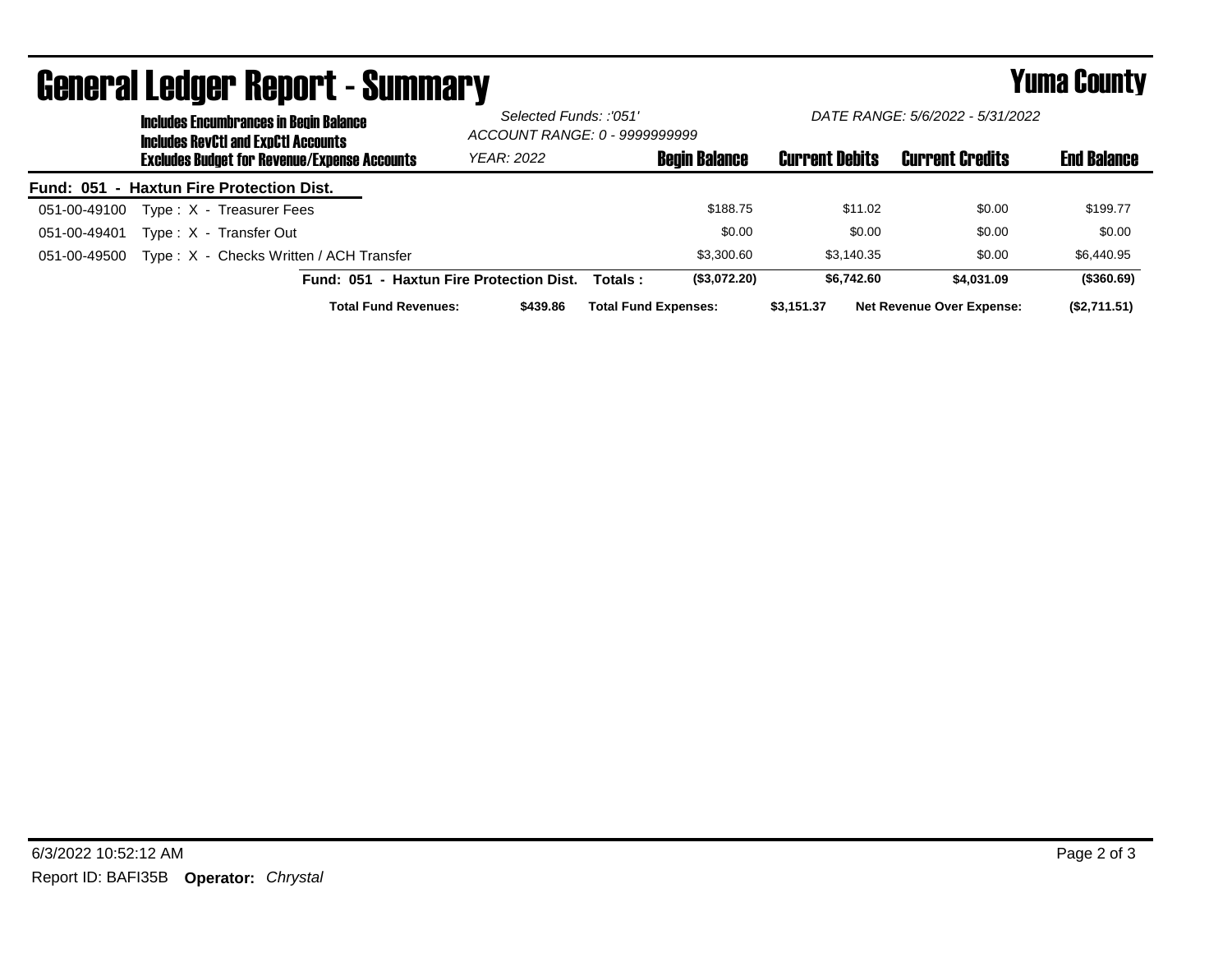# General Ledger Report - Summary

**Yuma County**

**Includes Encumbrances in Begin Balance**
**Includes RevCtl and ExpCtl Accounts**
**Excludes Budget for Revenue/Expense Accounts**

*Selected Funds: :'051'*
*ACCOUNT RANGE: 0 - 9999999999*
*YEAR: 2022*

*DATE RANGE: 5/6/2022 - 5/31/2022*

**Fund: 051 - Haxtun Fire Protection Dist.**

| Account | Description | Begin Balance | Current Debits | Current Credits | End Balance |
|---|---|---|---|---|---|
| 051-00-49100 | Type : X - Treasurer Fees | $188.75 | $11.02 | $0.00 | $199.77 |
| 051-00-49401 | Type : X - Transfer Out | $0.00 | $0.00 | $0.00 | $0.00 |
| 051-00-49500 | Type : X - Checks Written / ACH Transfer | $3,300.60 | $3,140.35 | $0.00 | $6,440.95 |
| | **Fund: 051 - Haxtun Fire Protection Dist. Totals :** | **($3,072.20)** | **$6,742.60** | **$4,031.09** | **($360.69)** |

**Total Fund Revenues:** **$439.86** **Total Fund Expenses:** **$3,151.37** **Net Revenue Over Expense:** **($2,711.51)**

6/3/2022 10:52:12 AM

Report ID: BAFI35B **Operator:** *Chrystal*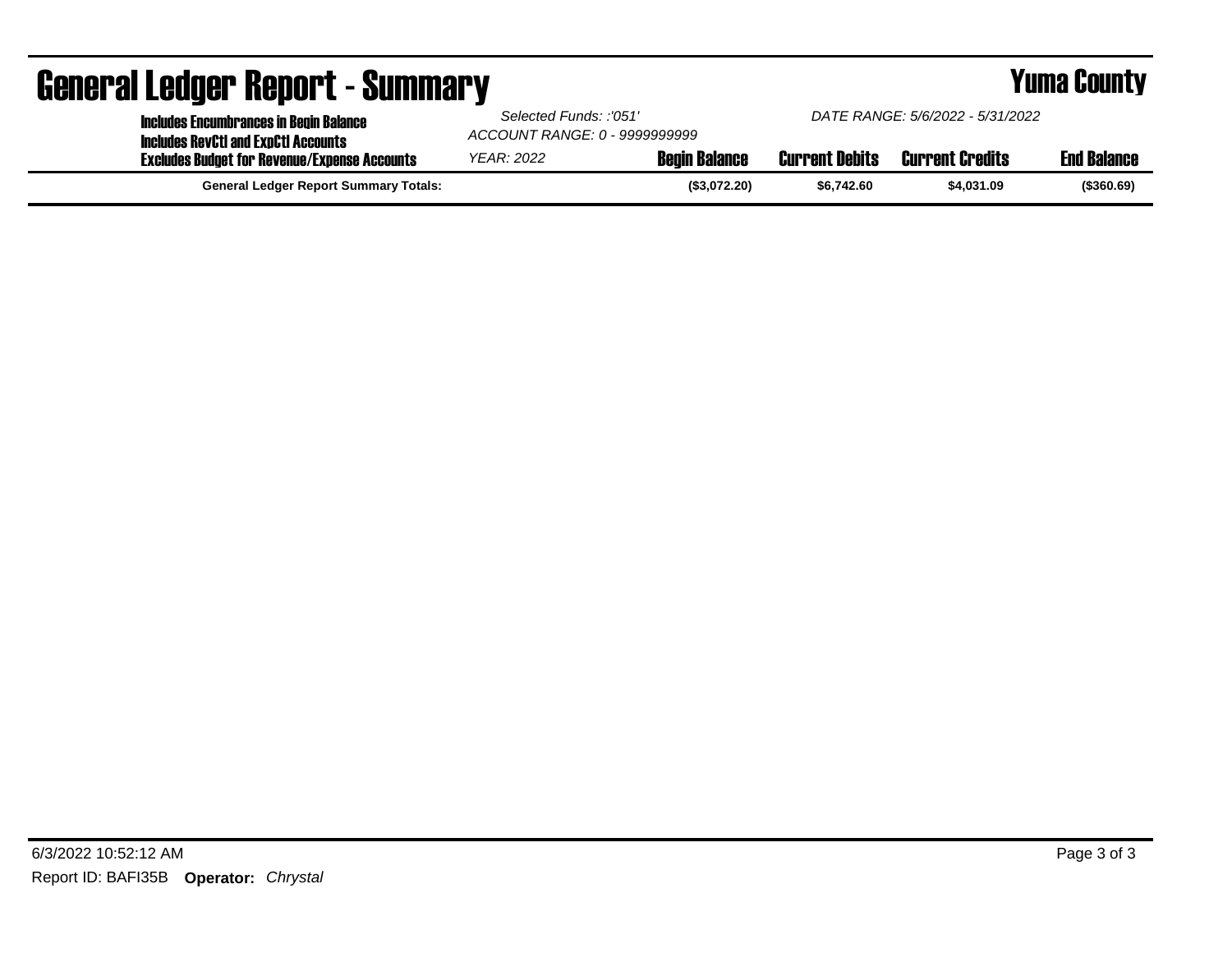# General Ledger Report - Summary

## Yuma County

**Includes Encumbrances in Begin Balance**
**Includes RevCtl and ExpCtl Accounts**
**Excludes Budget for Revenue/Expense Accounts**

*Selected Funds: :'051'*
*ACCOUNT RANGE: 0 - 9999999999*
*YEAR: 2022*

*DATE RANGE: 5/6/2022 - 5/31/2022*

| | Begin Balance | Current Debits | Current Credits | End Balance |
|---|---|---|---|---|
| **General Ledger Report Summary Totals:** | **($3,072.20)** | **$6,742.60** | **$4,031.09** | **($360.69)** |

6/3/2022 10:52:12 AM

Report ID: BAFI35B **Operator:** *Chrystal*